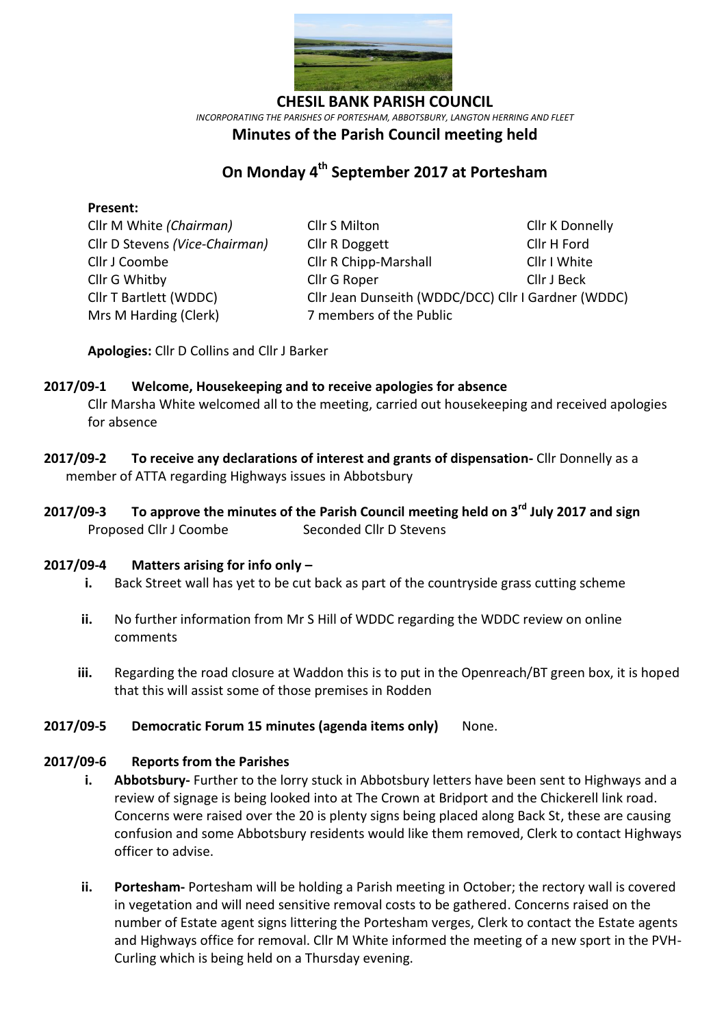# CHESIL BANK PARISH COUNCIL

*INCORPORATING THE PARISHES OF PORTESHAM, ABBOTSBURY, LANGTON HERRING AND FLEET*

## Minutes of the Parish Council meeting held

## On Monday 4th September 2017 at Portesham

**Present:**

Cllr M White *(Chairman)*
Cllr D Stevens *(Vice-Chairman)*
Cllr J Coombe
Cllr G Whitby
Cllr T Bartlett (WDDC)
Mrs M Harding (Clerk)
Cllr S Milton
Cllr R Doggett
Cllr R Chipp-Marshall
Cllr G Roper
Cllr Jean Dunseith (WDDC/DCC)
7 members of the Public
Cllr K Donnelly
Cllr H Ford
Cllr I White
Cllr J Beck
Cllr I Gardner (WDDC)

**Apologies:** Cllr D Collins and Cllr J Barker

**2017/09-1 Welcome, Housekeeping and to receive apologies for absence**

Cllr Marsha White welcomed all to the meeting, carried out housekeeping and received apologies for absence

**2017/09-2 To receive any declarations of interest and grants of dispensation-** Cllr Donnelly as a member of ATTA regarding Highways issues in Abbotsbury

**2017/09-3 To approve the minutes of the Parish Council meeting held on 3rd July 2017 and sign**

Proposed Cllr J Coombe Seconded Cllr D Stevens

**2017/09-4 Matters arising for info only –**

i. Back Street wall has yet to be cut back as part of the countryside grass cutting scheme

ii. No further information from Mr S Hill of WDDC regarding the WDDC review on online comments

iii. Regarding the road closure at Waddon this is to put in the Openreach/BT green box, it is hoped that this will assist some of those premises in Rodden

**2017/09-5 Democratic Forum 15 minutes (agenda items only)** None.

**2017/09-6 Reports from the Parishes**

i. **Abbotsbury-** Further to the lorry stuck in Abbotsbury letters have been sent to Highways and a review of signage is being looked into at The Crown at Bridport and the Chickerell link road. Concerns were raised over the 20 is plenty signs being placed along Back St, these are causing confusion and some Abbotsbury residents would like them removed, Clerk to contact Highways officer to advise.

ii. **Portesham-** Portesham will be holding a Parish meeting in October; the rectory wall is covered in vegetation and will need sensitive removal costs to be gathered. Concerns raised on the number of Estate agent signs littering the Portesham verges, Clerk to contact the Estate agents and Highways office for removal. Cllr M White informed the meeting of a new sport in the PVH- Curling which is being held on a Thursday evening.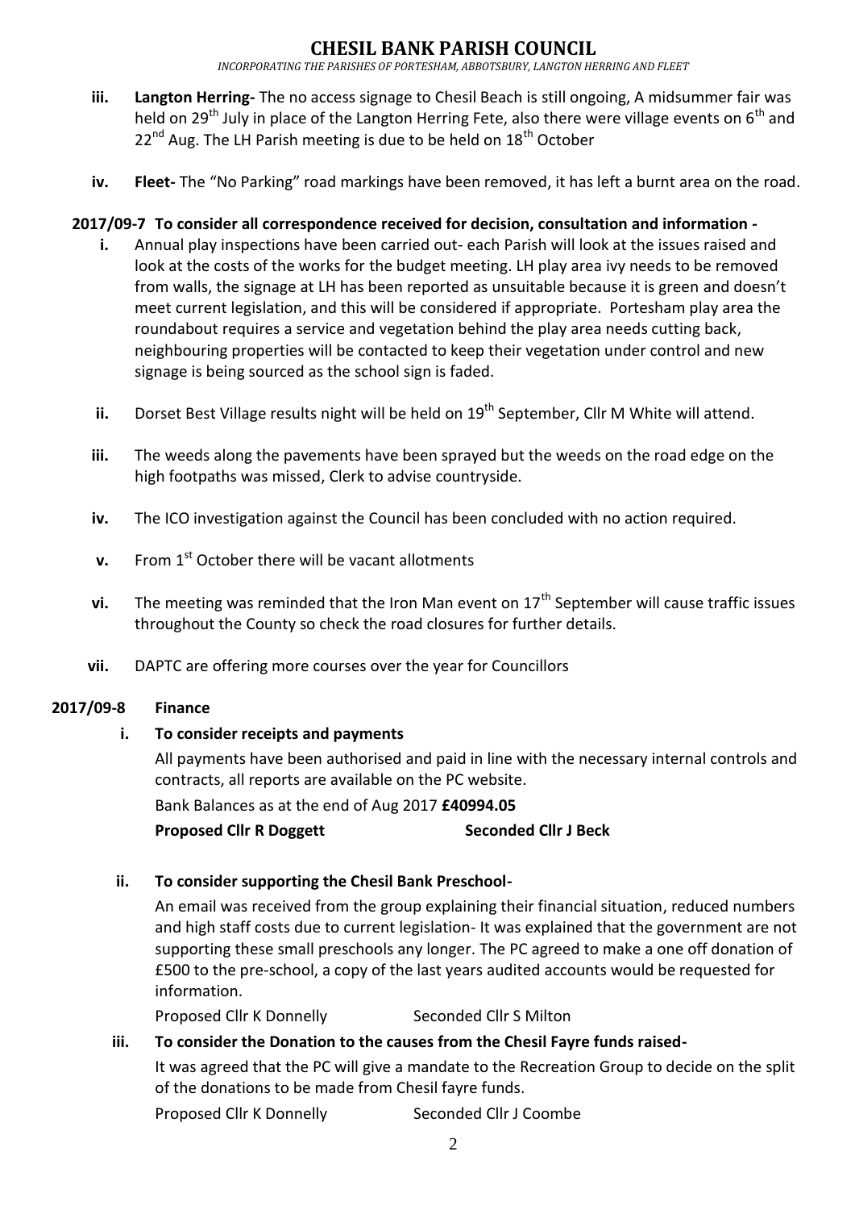- **iii. Langton Herring-** The no access signage to Chesil Beach is still ongoing, A midsummer fair was held on 29th July in place of the Langton Herring Fete, also there were village events on 6th and 22nd Aug. The LH Parish meeting is due to be held on 18th October

- **iv. Fleet-** The "No Parking" road markings have been removed, it has left a burnt area on the road.

**2017/09-7 To consider all correspondence received for decision, consultation and information -**

- **i.** Annual play inspections have been carried out- each Parish will look at the issues raised and look at the costs of the works for the budget meeting. LH play area ivy needs to be removed from walls, the signage at LH has been reported as unsuitable because it is green and doesn't meet current legislation, and this will be considered if appropriate. Portesham play area the roundabout requires a service and vegetation behind the play area needs cutting back, neighbouring properties will be contacted to keep their vegetation under control and new signage is being sourced as the school sign is faded.

- **ii.** Dorset Best Village results night will be held on 19th September, Cllr M White will attend.

- **iii.** The weeds along the pavements have been sprayed but the weeds on the road edge on the high footpaths was missed, Clerk to advise countryside.

- **iv.** The ICO investigation against the Council has been concluded with no action required.

- **v.** From 1st October there will be vacant allotments

- **vi.** The meeting was reminded that the Iron Man event on 17th September will cause traffic issues throughout the County so check the road closures for further details.

- **vii.** DAPTC are offering more courses over the year for Councillors

**2017/09-8 Finance**

**i. To consider receipts and payments**

All payments have been authorised and paid in line with the necessary internal controls and contracts, all reports are available on the PC website.

Bank Balances as at the end of Aug 2017 **£40994.05**

**Proposed Cllr R Doggett** &nbsp;&nbsp;&nbsp;&nbsp;&nbsp;&nbsp;&nbsp;&nbsp; **Seconded Cllr J Beck**

**ii. To consider supporting the Chesil Bank Preschool-**

An email was received from the group explaining their financial situation, reduced numbers and high staff costs due to current legislation- It was explained that the government are not supporting these small preschools any longer. The PC agreed to make a one off donation of £500 to the pre-school, a copy of the last years audited accounts would be requested for information.

Proposed Cllr K Donnelly &nbsp;&nbsp;&nbsp;&nbsp;&nbsp;&nbsp;&nbsp;&nbsp; Seconded Cllr S Milton

**iii. To consider the Donation to the causes from the Chesil Fayre funds raised-**

It was agreed that the PC will give a mandate to the Recreation Group to decide on the split of the donations to be made from Chesil fayre funds.

Proposed Cllr K Donnelly &nbsp;&nbsp;&nbsp;&nbsp;&nbsp;&nbsp;&nbsp;&nbsp; Seconded Cllr J Coombe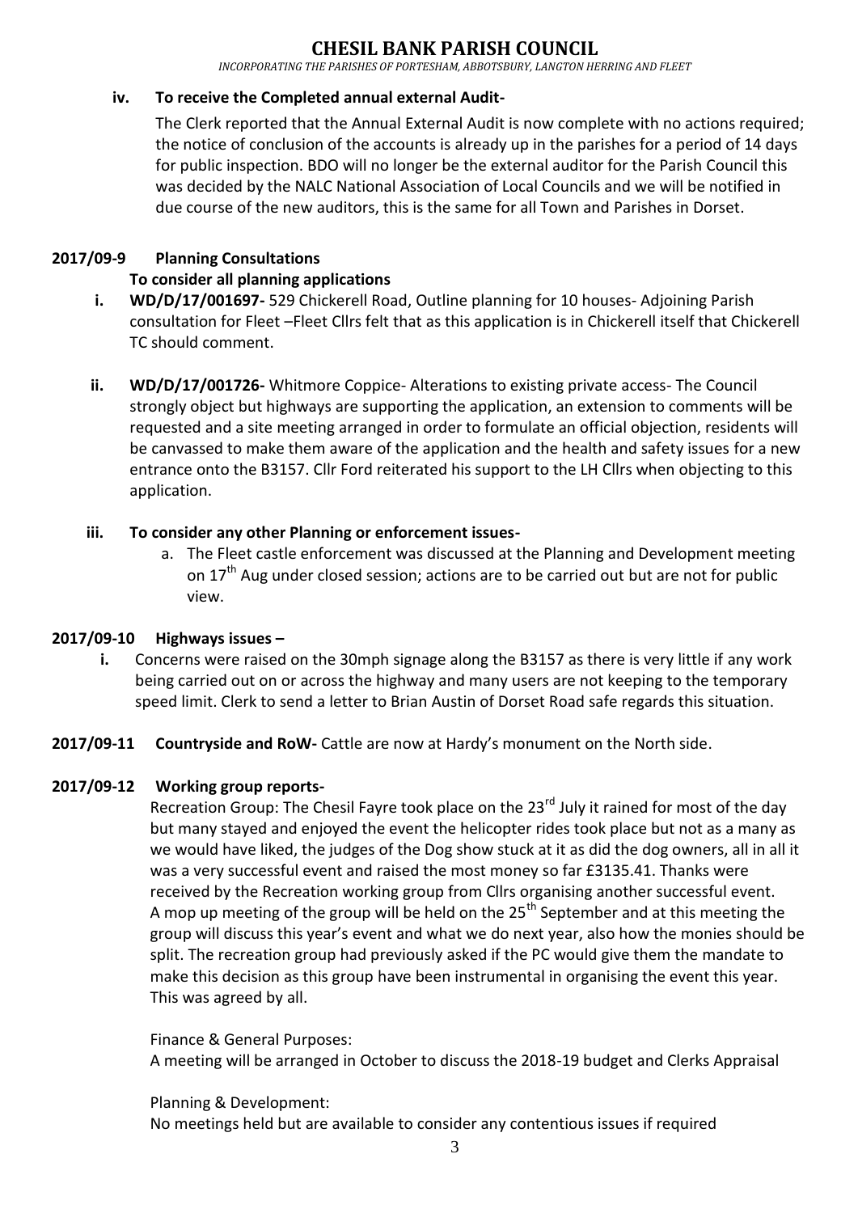**iv. To receive the Completed annual external Audit-**

The Clerk reported that the Annual External Audit is now complete with no actions required; the notice of conclusion of the accounts is already up in the parishes for a period of 14 days for public inspection. BDO will no longer be the external auditor for the Parish Council this was decided by the NALC National Association of Local Councils and we will be notified in due course of the new auditors, this is the same for all Town and Parishes in Dorset.

**2017/09-9 Planning Consultations**

**To consider all planning applications**

**i. WD/D/17/001697-** 529 Chickerell Road, Outline planning for 10 houses- Adjoining Parish consultation for Fleet –Fleet Cllrs felt that as this application is in Chickerell itself that Chickerell TC should comment.

**ii. WD/D/17/001726-** Whitmore Coppice- Alterations to existing private access- The Council strongly object but highways are supporting the application, an extension to comments will be requested and a site meeting arranged in order to formulate an official objection, residents will be canvassed to make them aware of the application and the health and safety issues for a new entrance onto the B3157. Cllr Ford reiterated his support to the LH Cllrs when objecting to this application.

**iii. To consider any other Planning or enforcement issues-**

a. The Fleet castle enforcement was discussed at the Planning and Development meeting on 17th Aug under closed session; actions are to be carried out but are not for public view.

**2017/09-10 Highways issues –**

**i.** Concerns were raised on the 30mph signage along the B3157 as there is very little if any work being carried out on or across the highway and many users are not keeping to the temporary speed limit. Clerk to send a letter to Brian Austin of Dorset Road safe regards this situation.

**2017/09-11 Countryside and RoW-** Cattle are now at Hardy's monument on the North side.

**2017/09-12 Working group reports-**

Recreation Group: The Chesil Fayre took place on the 23rd July it rained for most of the day but many stayed and enjoyed the event the helicopter rides took place but not as a many as we would have liked, the judges of the Dog show stuck at it as did the dog owners, all in all it was a very successful event and raised the most money so far £3135.41. Thanks were received by the Recreation working group from Cllrs organising another successful event. A mop up meeting of the group will be held on the 25th September and at this meeting the group will discuss this year's event and what we do next year, also how the monies should be split. The recreation group had previously asked if the PC would give them the mandate to make this decision as this group have been instrumental in organising the event this year. This was agreed by all.

Finance & General Purposes:
A meeting will be arranged in October to discuss the 2018-19 budget and Clerks Appraisal

Planning & Development:
No meetings held but are available to consider any contentious issues if required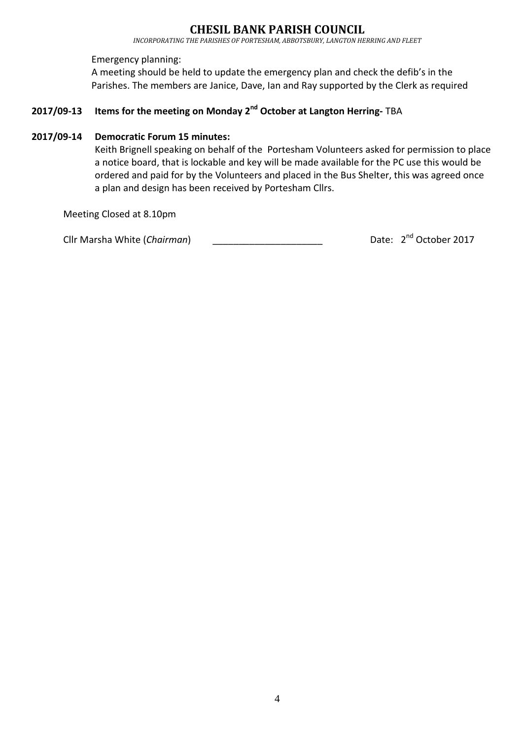Emergency planning:

A meeting should be held to update the emergency plan and check the defib's in the Parishes. The members are Janice, Dave, Ian and Ray supported by the Clerk as required

**2017/09-13 Items for the meeting on Monday 2nd October at Langton Herring-** TBA

**2017/09-14 Democratic Forum 15 minutes:**

Keith Brignell speaking on behalf of the Portesham Volunteers asked for permission to place a notice board, that is lockable and key will be made available for the PC use this would be ordered and paid for by the Volunteers and placed in the Bus Shelter, this was agreed once a plan and design has been received by Portesham Cllrs.

Meeting Closed at 8.10pm

Cllr Marsha White (*Chairman*) \_\_\_\_\_\_\_\_\_\_\_\_\_\_\_\_\_\_\_\_\_\_ Date: 2nd October 2017